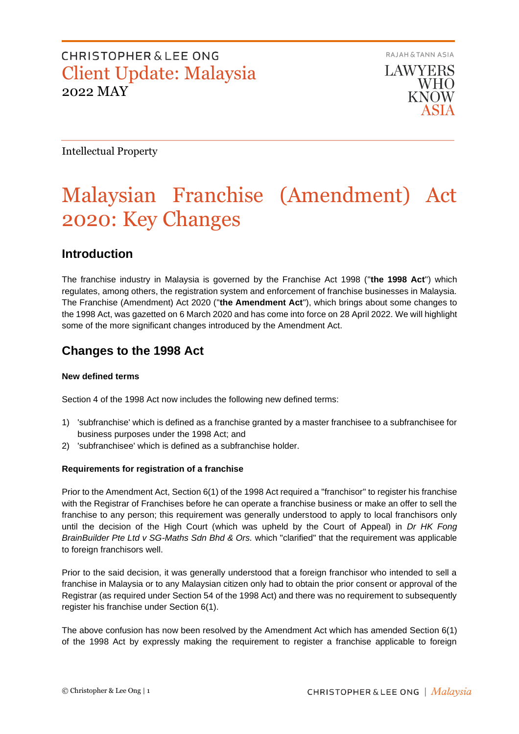CHRISTOPHER & LEE ONG
Client Update: Malaysia
2022 MAY

RAJAH & TANN ASIA

LAWYERS WHO KNOW ASIA

Intellectual Property

# Malaysian Franchise (Amendment) Act 2020: Key Changes

## Introduction

The franchise industry in Malaysia is governed by the Franchise Act 1998 ("**the 1998 Act**") which regulates, among others, the registration system and enforcement of franchise businesses in Malaysia. The Franchise (Amendment) Act 2020 ("**the Amendment Act**"), which brings about some changes to the 1998 Act, was gazetted on 6 March 2020 and has come into force on 28 April 2022. We will highlight some of the more significant changes introduced by the Amendment Act.

## Changes to the 1998 Act

### New defined terms

Section 4 of the 1998 Act now includes the following new defined terms:

1) 'subfranchise' which is defined as a franchise granted by a master franchisee to a subfranchisee for business purposes under the 1998 Act; and
2) 'subfranchisee' which is defined as a subfranchise holder.

### Requirements for registration of a franchise

Prior to the Amendment Act, Section 6(1) of the 1998 Act required a "franchisor" to register his franchise with the Registrar of Franchises before he can operate a franchise business or make an offer to sell the franchise to any person; this requirement was generally understood to apply to local franchisors only until the decision of the High Court (which was upheld by the Court of Appeal) in *Dr HK Fong BrainBuilder Pte Ltd v SG-Maths Sdn Bhd & Ors.* which "clarified" that the requirement was applicable to foreign franchisors well.

Prior to the said decision, it was generally understood that a foreign franchisor who intended to sell a franchise in Malaysia or to any Malaysian citizen only had to obtain the prior consent or approval of the Registrar (as required under Section 54 of the 1998 Act) and there was no requirement to subsequently register his franchise under Section 6(1).

The above confusion has now been resolved by the Amendment Act which has amended Section 6(1) of the 1998 Act by expressly making the requirement to register a franchise applicable to foreign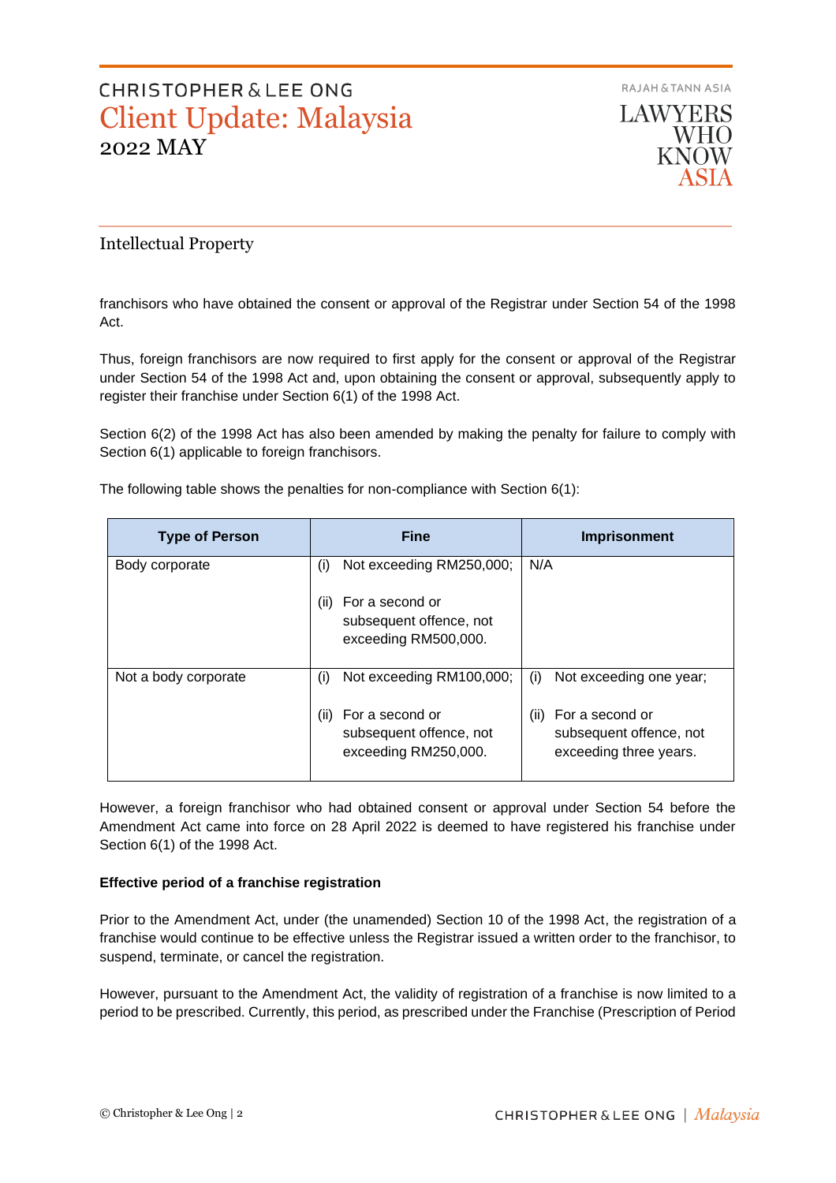## Intellectual Property

franchisors who have obtained the consent or approval of the Registrar under Section 54 of the 1998 Act.

Thus, foreign franchisors are now required to first apply for the consent or approval of the Registrar under Section 54 of the 1998 Act and, upon obtaining the consent or approval, subsequently apply to register their franchise under Section 6(1) of the 1998 Act.

Section 6(2) of the 1998 Act has also been amended by making the penalty for failure to comply with Section 6(1) applicable to foreign franchisors.

The following table shows the penalties for non-compliance with Section 6(1):

| Type of Person | Fine | Imprisonment |
|---|---|---|
| Body corporate | (i) Not exceeding RM250,000; (ii) For a second or subsequent offence, not exceeding RM500,000. | N/A |
| Not a body corporate | (i) Not exceeding RM100,000; (ii) For a second or subsequent offence, not exceeding RM250,000. | (i) Not exceeding one year; (ii) For a second or subsequent offence, not exceeding three years. |

However, a foreign franchisor who had obtained consent or approval under Section 54 before the Amendment Act came into force on 28 April 2022 is deemed to have registered his franchise under Section 6(1) of the 1998 Act.

**Effective period of a franchise registration**

Prior to the Amendment Act, under (the unamended) Section 10 of the 1998 Act, the registration of a franchise would continue to be effective unless the Registrar issued a written order to the franchisor, to suspend, terminate, or cancel the registration.

However, pursuant to the Amendment Act, the validity of registration of a franchise is now limited to a period to be prescribed. Currently, this period, as prescribed under the Franchise (Prescription of Period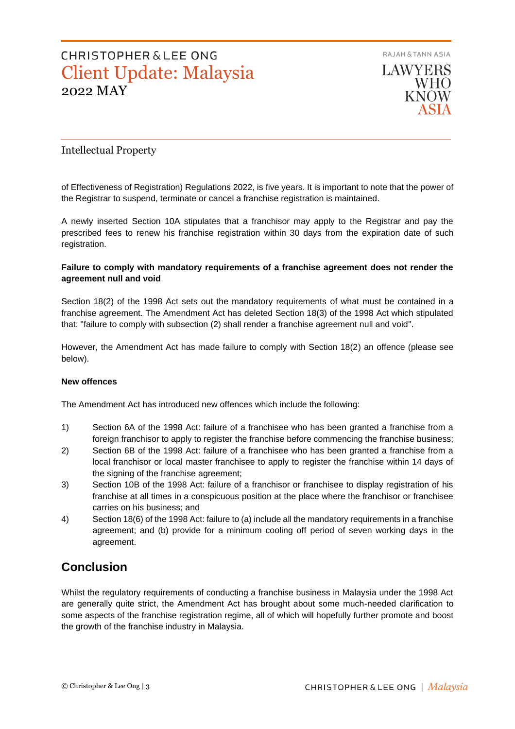of Effectiveness of Registration) Regulations 2022, is five years. It is important to note that the power of the Registrar to suspend, terminate or cancel a franchise registration is maintained.

A newly inserted Section 10A stipulates that a franchisor may apply to the Registrar and pay the prescribed fees to renew his franchise registration within 30 days from the expiration date of such registration.

**Failure to comply with mandatory requirements of a franchise agreement does not render the agreement null and void**

Section 18(2) of the 1998 Act sets out the mandatory requirements of what must be contained in a franchise agreement. The Amendment Act has deleted Section 18(3) of the 1998 Act which stipulated that: "failure to comply with subsection (2) shall render a franchise agreement null and void".

However, the Amendment Act has made failure to comply with Section 18(2) an offence (please see below).

**New offences**

The Amendment Act has introduced new offences which include the following:

1) Section 6A of the 1998 Act: failure of a franchisee who has been granted a franchise from a foreign franchisor to apply to register the franchise before commencing the franchise business;
2) Section 6B of the 1998 Act: failure of a franchisee who has been granted a franchise from a local franchisor or local master franchisee to apply to register the franchise within 14 days of the signing of the franchise agreement;
3) Section 10B of the 1998 Act: failure of a franchisor or franchisee to display registration of his franchise at all times in a conspicuous position at the place where the franchisor or franchisee carries on his business; and
4) Section 18(6) of the 1998 Act: failure to (a) include all the mandatory requirements in a franchise agreement; and (b) provide for a minimum cooling off period of seven working days in the agreement.

## Conclusion

Whilst the regulatory requirements of conducting a franchise business in Malaysia under the 1998 Act are generally quite strict, the Amendment Act has brought about some much-needed clarification to some aspects of the franchise registration regime, all of which will hopefully further promote and boost the growth of the franchise industry in Malaysia.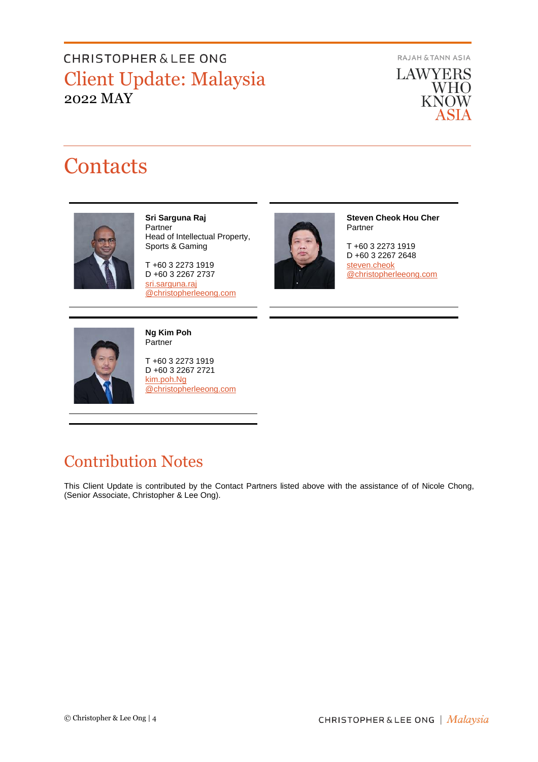# Contacts

**Sri Sarguna Raj**
Partner
Head of Intellectual Property, Sports & Gaming

T +60 3 2273 1919
D +60 3 2267 2737
sri.sarguna.raj@christopherleeong.com

**Steven Cheok Hou Cher**
Partner

T +60 3 2273 1919
D +60 3 2267 2648
steven.cheok@christopherleeong.com

**Ng Kim Poh**
Partner

T +60 3 2273 1919
D +60 3 2267 2721
kim.poh.Ng@christopherleeong.com

# Contribution Notes

This Client Update is contributed by the Contact Partners listed above with the assistance of of Nicole Chong, (Senior Associate, Christopher & Lee Ong).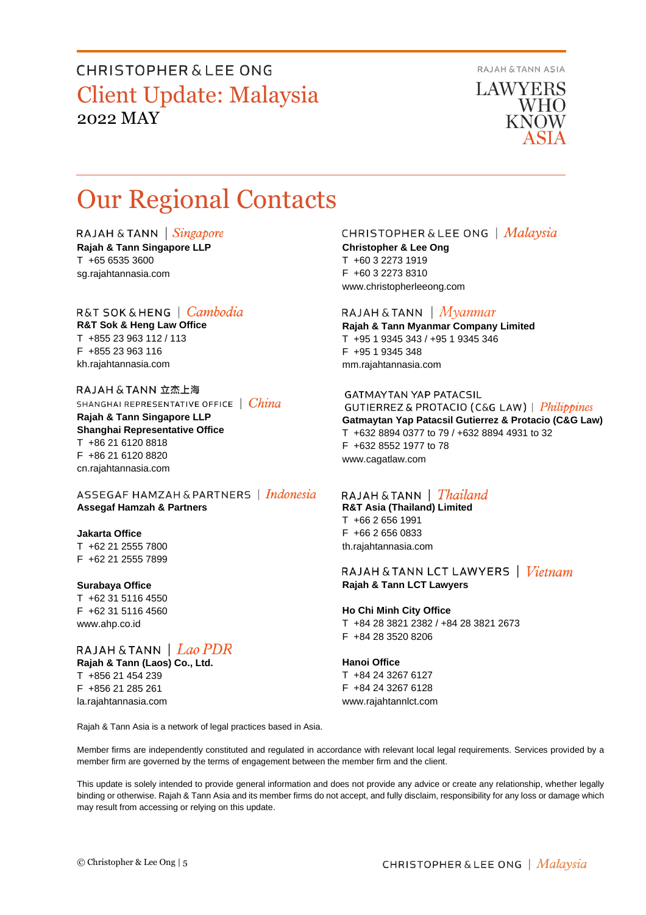# Our Regional Contacts

RAJAH & TANN | *Singapore*
**Rajah & Tann Singapore LLP**
T +65 6535 3600
sg.rajahtannasia.com

R&T SOK & HENG | *Cambodia*
**R&T Sok & Heng Law Office**
T +855 23 963 112 / 113
F +855 23 963 116
kh.rajahtannasia.com

RAJAH & TANN 立杰上海
SHANGHAI REPRESENTATIVE OFFICE | *China*
**Rajah & Tann Singapore LLP**
**Shanghai Representative Office**
T +86 21 6120 8818
F +86 21 6120 8820
cn.rajahtannasia.com

ASSEGAF HAMZAH & PARTNERS | *Indonesia*
**Assegaf Hamzah & Partners**

**Jakarta Office**
T +62 21 2555 7800
F +62 21 2555 7899

**Surabaya Office**
T +62 31 5116 4550
F +62 31 5116 4560
www.ahp.co.id

RAJAH & TANN | *Lao PDR*
**Rajah & Tann (Laos) Co., Ltd.**
T +856 21 454 239
F +856 21 285 261
la.rajahtannasia.com

CHRISTOPHER & LEE ONG | *Malaysia*
**Christopher & Lee Ong**
T +60 3 2273 1919
F +60 3 2273 8310
www.christopherleeong.com

RAJAH & TANN | *Myanmar*
**Rajah & Tann Myanmar Company Limited**
T +95 1 9345 343 / +95 1 9345 346
F +95 1 9345 348
mm.rajahtannasia.com

GATMAYTAN YAP PATACSIL
GUTIERREZ & PROTACIO (C&G LAW) | *Philippines*
**Gatmaytan Yap Patacsil Gutierrez & Protacio (C&G Law)**
T +632 8894 0377 to 79 / +632 8894 4931 to 32
F +632 8552 1977 to 78
www.cagatlaw.com

RAJAH & TANN | *Thailand*
**R&T Asia (Thailand) Limited**
T +66 2 656 1991
F +66 2 656 0833
th.rajahtannasia.com

RAJAH & TANN LCT LAWYERS | *Vietnam*
**Rajah & Tann LCT Lawyers**

**Ho Chi Minh City Office**
T +84 28 3821 2382 / +84 28 3821 2673
F +84 28 3520 8206

**Hanoi Office**
T +84 24 3267 6127
F +84 24 3267 6128
www.rajahtannlct.com

Rajah & Tann Asia is a network of legal practices based in Asia.

Member firms are independently constituted and regulated in accordance with relevant local legal requirements. Services provided by a member firm are governed by the terms of engagement between the member firm and the client.

This update is solely intended to provide general information and does not provide any advice or create any relationship, whether legally binding or otherwise. Rajah & Tann Asia and its member firms do not accept, and fully disclaim, responsibility for any loss or damage which may result from accessing or relying on this update.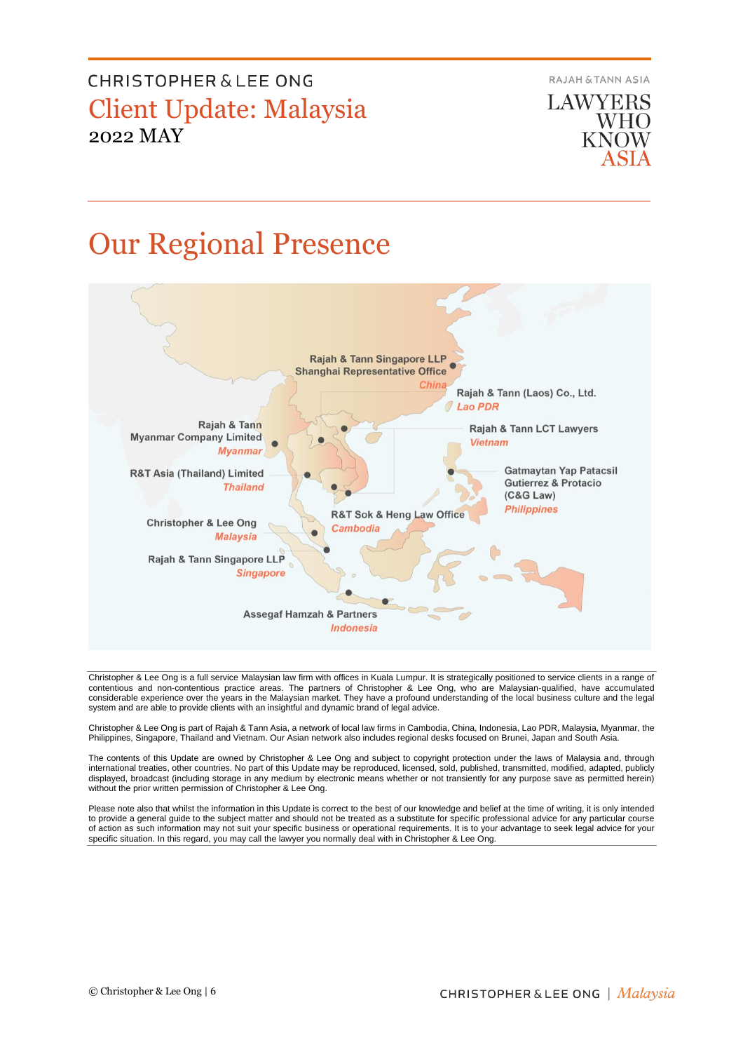CHRISTOPHER & LEE ONG

# Client Update: Malaysia

2022 MAY

RAJAH & TANN ASIA

LAWYERS WHO KNOW ASIA

# Our Regional Presence

Rajah & Tann Singapore LLP
Shanghai Representative Office
*China*

Rajah & Tann (Laos) Co., Ltd.
*Lao PDR*

Rajah & Tann
Myanmar Company Limited
*Myanmar*

Rajah & Tann LCT Lawyers
*Vietnam*

R&T Asia (Thailand) Limited
*Thailand*

Gatmaytan Yap Patacsil
Gutierrez & Protacio
(C&G Law)
*Philippines*

R&T Sok & Heng Law Office
*Cambodia*

Christopher & Lee Ong
*Malaysia*

Rajah & Tann Singapore LLP
*Singapore*

Assegaf Hamzah & Partners
*Indonesia*

Christopher & Lee Ong is a full service Malaysian law firm with offices in Kuala Lumpur. It is strategically positioned to service clients in a range of contentious and non-contentious practice areas. The partners of Christopher & Lee Ong, who are Malaysian-qualified, have accumulated considerable experience over the years in the Malaysian market. They have a profound understanding of the local business culture and the legal system and are able to provide clients with an insightful and dynamic brand of legal advice.

Christopher & Lee Ong is part of Rajah & Tann Asia, a network of local law firms in Cambodia, China, Indonesia, Lao PDR, Malaysia, Myanmar, the Philippines, Singapore, Thailand and Vietnam. Our Asian network also includes regional desks focused on Brunei, Japan and South Asia.

The contents of this Update are owned by Christopher & Lee Ong and subject to copyright protection under the laws of Malaysia and, through international treaties, other countries. No part of this Update may be reproduced, licensed, sold, published, transmitted, modified, adapted, publicly displayed, broadcast (including storage in any medium by electronic means whether or not transiently for any purpose save as permitted herein) without the prior written permission of Christopher & Lee Ong.

Please note also that whilst the information in this Update is correct to the best of our knowledge and belief at the time of writing, it is only intended to provide a general guide to the subject matter and should not be treated as a substitute for specific professional advice for any particular course of action as such information may not suit your specific business or operational requirements. It is to your advantage to seek legal advice for your specific situation. In this regard, you may call the lawyer you normally deal with in Christopher & Lee Ong.